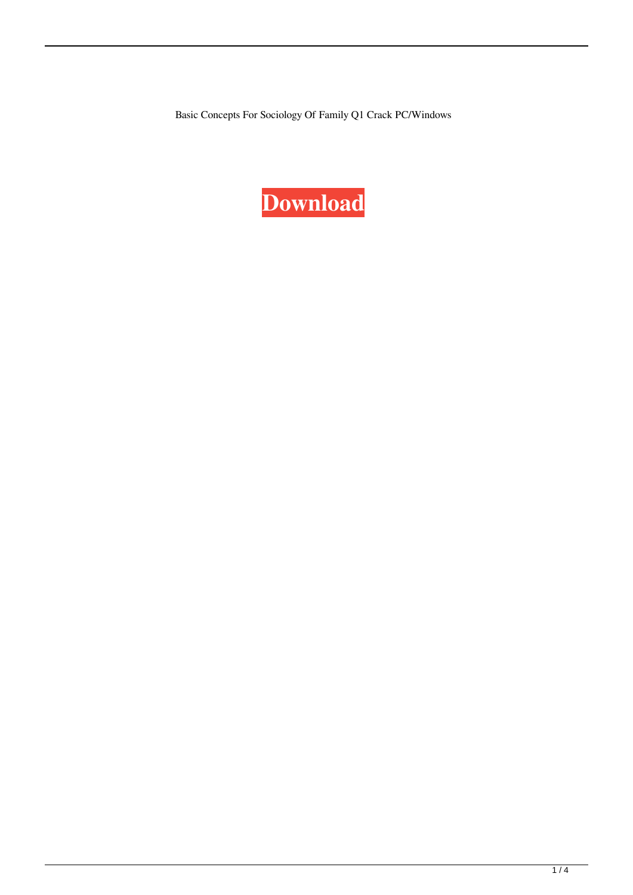Basic Concepts For Sociology Of Family Q1 Crack PC/Windows

**Download**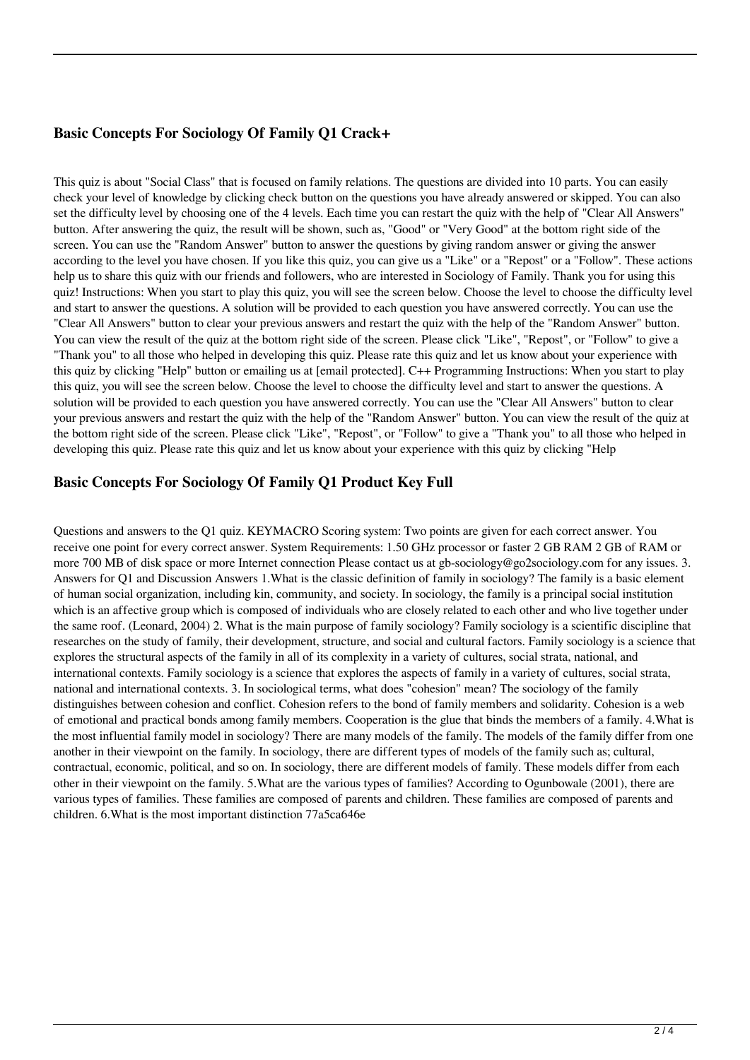### Basic Concepts For Sociology Of Family Q1 Crack+

This quiz is about "Social Class" that is focused on family relations. The questions are divided into 10 parts. You can easily check your level of knowledge by clicking check button on the questions you have already answered or skipped. You can also set the difficulty level by choosing one of the 4 levels. Each time you can restart the quiz with the help of "Clear All Answers" button. After answering the quiz, the result will be shown, such as, "Good" or "Very Good" at the bottom right side of the screen. You can use the "Random Answer" button to answer the questions by giving random answer or giving the answer according to the level you have chosen. If you like this quiz, you can give us a "Like" or a "Repost" or a "Follow". These actions help us to share this quiz with our friends and followers, who are interested in Sociology of Family. Thank you for using this quiz! Instructions: When you start to play this quiz, you will see the screen below. Choose the level to choose the difficulty level and start to answer the questions. A solution will be provided to each question you have answered correctly. You can use the "Clear All Answers" button to clear your previous answers and restart the quiz with the help of the "Random Answer" button. You can view the result of the quiz at the bottom right side of the screen. Please click "Like", "Repost", or "Follow" to give a "Thank you" to all those who helped in developing this quiz. Please rate this quiz and let us know about your experience with this quiz by clicking "Help" button or emailing us at [email protected]. C++ Programming Instructions: When you start to play this quiz, you will see the screen below. Choose the level to choose the difficulty level and start to answer the questions. A solution will be provided to each question you have answered correctly. You can use the "Clear All Answers" button to clear your previous answers and restart the quiz with the help of the "Random Answer" button. You can view the result of the quiz at the bottom right side of the screen. Please click "Like", "Repost", or "Follow" to give a "Thank you" to all those who helped in developing this quiz. Please rate this quiz and let us know about your experience with this quiz by clicking "Help

### Basic Concepts For Sociology Of Family Q1 Product Key Full

Questions and answers to the Q1 quiz. KEYMACRO Scoring system: Two points are given for each correct answer. You receive one point for every correct answer. System Requirements: 1.50 GHz processor or faster 2 GB RAM 2 GB of RAM or more 700 MB of disk space or more Internet connection Please contact us at gb-sociology@go2sociology.com for any issues. 3. Answers for Q1 and Discussion Answers 1.What is the classic definition of family in sociology? The family is a basic element of human social organization, including kin, community, and society. In sociology, the family is a principal social institution which is an affective group which is composed of individuals who are closely related to each other and who live together under the same roof. (Leonard, 2004) 2. What is the main purpose of family sociology? Family sociology is a scientific discipline that researches on the study of family, their development, structure, and social and cultural factors. Family sociology is a science that explores the structural aspects of the family in all of its complexity in a variety of cultures, social strata, national, and international contexts. Family sociology is a science that explores the aspects of family in a variety of cultures, social strata, national and international contexts. 3. In sociological terms, what does "cohesion" mean? The sociology of the family distinguishes between cohesion and conflict. Cohesion refers to the bond of family members and solidarity. Cohesion is a web of emotional and practical bonds among family members. Cooperation is the glue that binds the members of a family. 4.What is the most influential family model in sociology? There are many models of the family. The models of the family differ from one another in their viewpoint on the family. In sociology, there are different types of models of the family such as; cultural, contractual, economic, political, and so on. In sociology, there are different models of family. These models differ from each other in their viewpoint on the family. 5.What are the various types of families? According to Ogunbowale (2001), there are various types of families. These families are composed of parents and children. These families are composed of parents and children. 6.What is the most important distinction 77a5ca646e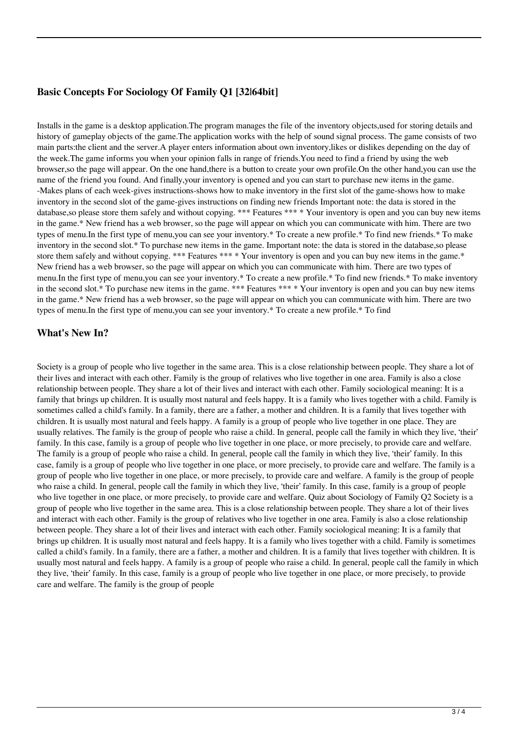## Basic Concepts For Sociology Of Family Q1 [32|64bit]

Installs in the game is a desktop application.The program manages the file of the inventory objects,used for storing details and history of gameplay objects of the game.The application works with the help of sound signal process. The game consists of two main parts:the client and the server.A player enters information about own inventory,likes or dislikes depending on the day of the week.The game informs you when your opinion falls in range of friends.You need to find a friend by using the web browser,so the page will appear. On the one hand,there is a button to create your own profile.On the other hand,you can use the name of the friend you found. And finally,your inventory is opened and you can start to purchase new items in the game. -Makes plans of each week-gives instructions-shows how to make inventory in the first slot of the game-shows how to make inventory in the second slot of the game-gives instructions on finding new friends Important note: the data is stored in the database,so please store them safely and without copying. *** Features *** * Your inventory is open and you can buy new items in the game.* New friend has a web browser, so the page will appear on which you can communicate with him. There are two types of menu.In the first type of menu,you can see your inventory.* To create a new profile.* To find new friends.* To make inventory in the second slot.* To purchase new items in the game. Important note: the data is stored in the database,so please store them safely and without copying. *** Features *** * Your inventory is open and you can buy new items in the game.* New friend has a web browser, so the page will appear on which you can communicate with him. There are two types of menu.In the first type of menu,you can see your inventory.* To create a new profile.* To find new friends.* To make inventory in the second slot.* To purchase new items in the game. *** Features *** * Your inventory is open and you can buy new items in the game.* New friend has a web browser, so the page will appear on which you can communicate with him. There are two types of menu.In the first type of menu,you can see your inventory.* To create a new profile.* To find

## What's New In?

Society is a group of people who live together in the same area. This is a close relationship between people. They share a lot of their lives and interact with each other. Family is the group of relatives who live together in one area. Family is also a close relationship between people. They share a lot of their lives and interact with each other. Family sociological meaning: It is a family that brings up children. It is usually most natural and feels happy. It is a family who lives together with a child. Family is sometimes called a child's family. In a family, there are a father, a mother and children. It is a family that lives together with children. It is usually most natural and feels happy. A family is a group of people who live together in one place. They are usually relatives. The family is the group of people who raise a child. In general, people call the family in which they live, 'their' family. In this case, family is a group of people who live together in one place, or more precisely, to provide care and welfare. The family is a group of people who raise a child. In general, people call the family in which they live, 'their' family. In this case, family is a group of people who live together in one place, or more precisely, to provide care and welfare. The family is a group of people who live together in one place, or more precisely, to provide care and welfare. A family is the group of people who raise a child. In general, people call the family in which they live, 'their' family. In this case, family is a group of people who live together in one place, or more precisely, to provide care and welfare. Quiz about Sociology of Family Q2 Society is a group of people who live together in the same area. This is a close relationship between people. They share a lot of their lives and interact with each other. Family is the group of relatives who live together in one area. Family is also a close relationship between people. They share a lot of their lives and interact with each other. Family sociological meaning: It is a family that brings up children. It is usually most natural and feels happy. It is a family who lives together with a child. Family is sometimes called a child's family. In a family, there are a father, a mother and children. It is a family that lives together with children. It is usually most natural and feels happy. A family is a group of people who raise a child. In general, people call the family in which they live, 'their' family. In this case, family is a group of people who live together in one place, or more precisely, to provide care and welfare. The family is the group of people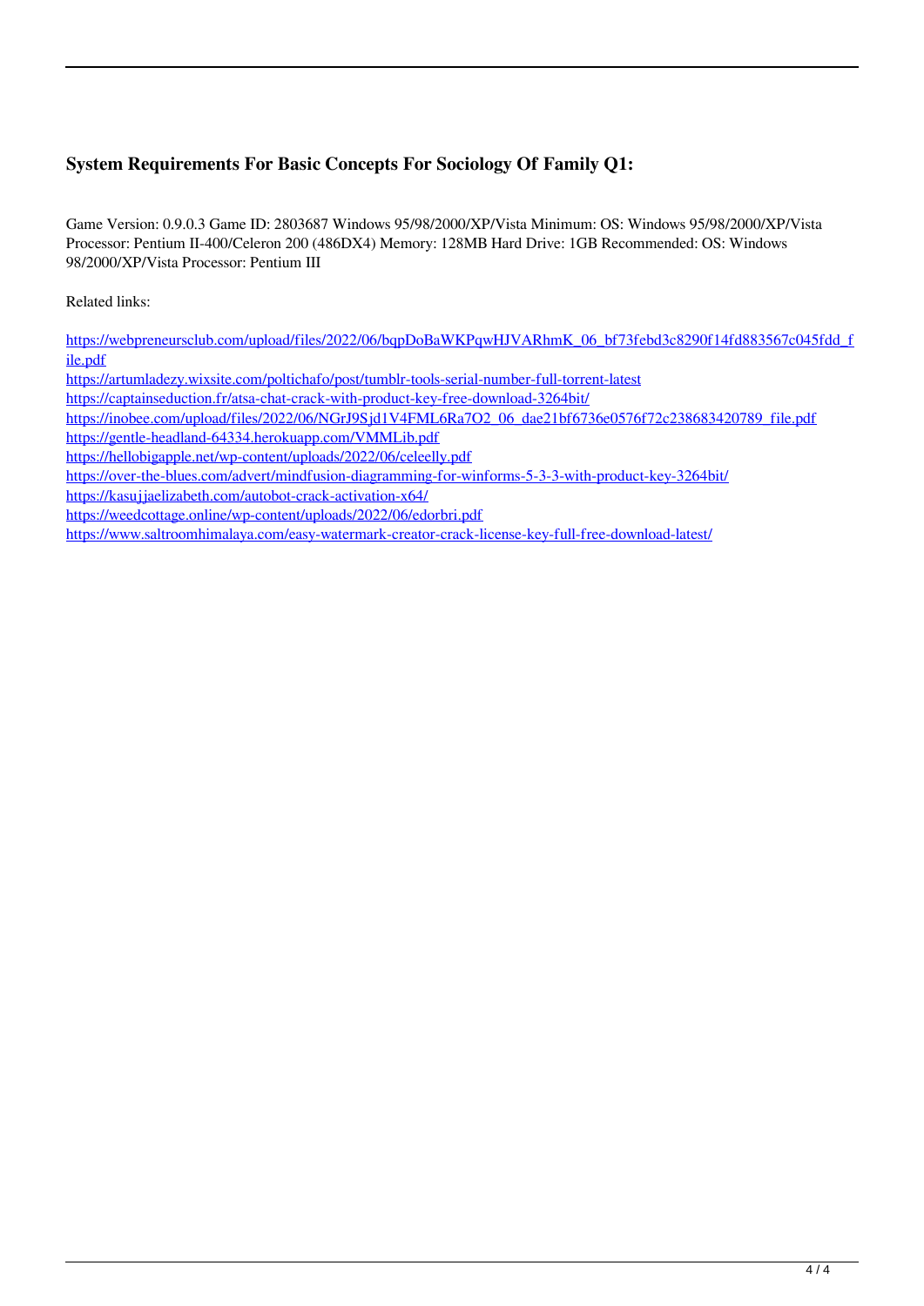### System Requirements For Basic Concepts For Sociology Of Family Q1:

Game Version: 0.9.0.3 Game ID: 2803687 Windows 95/98/2000/XP/Vista Minimum: OS: Windows 95/98/2000/XP/Vista Processor: Pentium II-400/Celeron 200 (486DX4) Memory: 128MB Hard Drive: 1GB Recommended: OS: Windows 98/2000/XP/Vista Processor: Pentium III

Related links:

https://webpreneursclub.com/upload/files/2022/06/bqpDoBaWKPqwHJVARhmK_06_bf73febd3c8290f14fd883567c045fdd_file.pdf
https://artumladezy.wixsite.com/poltichafo/post/tumblr-tools-serial-number-full-torrent-latest
https://captainseduction.fr/atsa-chat-crack-with-product-key-free-download-3264bit/
https://inobee.com/upload/files/2022/06/NGrJ9Sjd1V4FML6Ra7O2_06_dae21bf6736e0576f72c238683420789_file.pdf
https://gentle-headland-64334.herokuapp.com/VMMLib.pdf
https://hellobigapple.net/wp-content/uploads/2022/06/celeelly.pdf
https://over-the-blues.com/advert/mindfusion-diagramming-for-winforms-5-3-3-with-product-key-3264bit/
https://kasujjaelizabeth.com/autobot-crack-activation-x64/
https://weedcottage.online/wp-content/uploads/2022/06/edorbri.pdf
https://www.saltroomhimalaya.com/easy-watermark-creator-crack-license-key-full-free-download-latest/